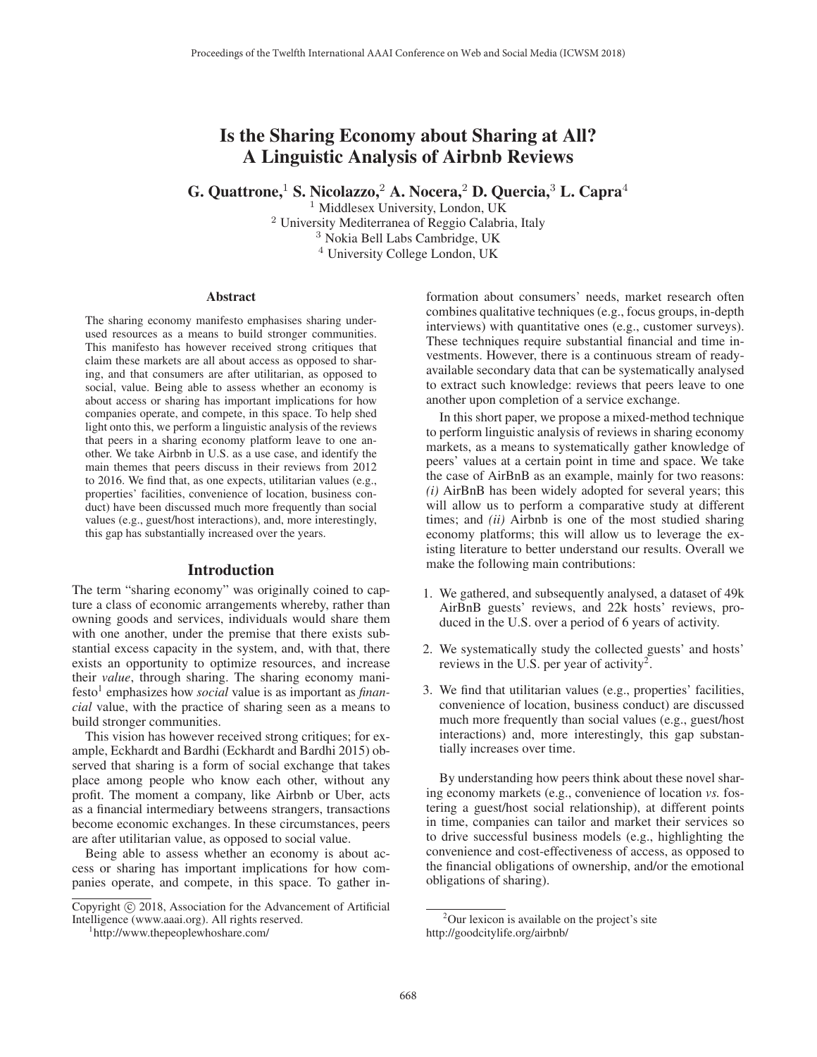# Is the Sharing Economy about Sharing at All? A Linguistic Analysis of Airbnb Reviews

**G. Quattrone,[1] S. Nicolazzo,[2] A. Nocera,[2] D. Quercia,[3] L. Capra[4]**

[1] Middlesex University, London, UK
[2] University Mediterranea of Reggio Calabria, Italy
[3] Nokia Bell Labs Cambridge, UK
[4] University College London, UK

## Abstract

The sharing economy manifesto emphasises sharing underused resources as a means to build stronger communities. This manifesto has however received strong critiques that claim these markets are all about access as opposed to sharing, and that consumers are after utilitarian, as opposed to social, value. Being able to assess whether an economy is about access or sharing has important implications for how companies operate, and compete, in this space. To help shed light onto this, we perform a linguistic analysis of the reviews that peers in a sharing economy platform leave to one another. We take Airbnb in U.S. as a use case, and identify the main themes that peers discuss in their reviews from 2012 to 2016. We find that, as one expects, utilitarian values (e.g., properties' facilities, convenience of location, business conduct) have been discussed much more frequently than social values (e.g., guest/host interactions), and, more interestingly, this gap has substantially increased over the years.

## Introduction

The term "sharing economy" was originally coined to capture a class of economic arrangements whereby, rather than owning goods and services, individuals would share them with one another, under the premise that there exists substantial excess capacity in the system, and, with that, there exists an opportunity to optimize resources, and increase their *value*, through sharing. The sharing economy manifesto[1] emphasizes how *social* value is as important as *financial* value, with the practice of sharing seen as a means to build stronger communities.

This vision has however received strong critiques; for example, Eckhardt and Bardhi (Eckhardt and Bardhi 2015) observed that sharing is a form of social exchange that takes place among people who know each other, without any profit. The moment a company, like Airbnb or Uber, acts as a financial intermediary betweens strangers, transactions become economic exchanges. In these circumstances, peers are after utilitarian value, as opposed to social value.

Being able to assess whether an economy is about access or sharing has important implications for how companies operate, and compete, in this space. To gather information about consumers' needs, market research often combines qualitative techniques (e.g., focus groups, in-depth interviews) with quantitative ones (e.g., customer surveys). These techniques require substantial financial and time investments. However, there is a continuous stream of ready-available secondary data that can be systematically analysed to extract such knowledge: reviews that peers leave to one another upon completion of a service exchange.

In this short paper, we propose a mixed-method technique to perform linguistic analysis of reviews in sharing economy markets, as a means to systematically gather knowledge of peers' values at a certain point in time and space. We take the case of AirBnB as an example, mainly for two reasons: *(i)* AirBnB has been widely adopted for several years; this will allow us to perform a comparative study at different times; and *(ii)* Airbnb is one of the most studied sharing economy platforms; this will allow us to leverage the existing literature to better understand our results. Overall we make the following main contributions:

1. We gathered, and subsequently analysed, a dataset of 49k AirBnB guests' reviews, and 22k hosts' reviews, produced in the U.S. over a period of 6 years of activity.
2. We systematically study the collected guests' and hosts' reviews in the U.S. per year of activity[2].
3. We find that utilitarian values (e.g., properties' facilities, convenience of location, business conduct) are discussed much more frequently than social values (e.g., guest/host interactions) and, more interestingly, this gap substantially increases over time.

By understanding how peers think about these novel sharing economy markets (e.g., convenience of location *vs.* fostering a guest/host social relationship), at different points in time, companies can tailor and market their services so to drive successful business models (e.g., highlighting the convenience and cost-effectiveness of access, as opposed to the financial obligations of ownership, and/or the emotional obligations of sharing).

Copyright © 2018, Association for the Advancement of Artificial Intelligence (www.aaai.org). All rights reserved.

[1] http://www.thepeoplewhoshare.com/

[2] Our lexicon is available on the project's site http://goodcitylife.org/airbnb/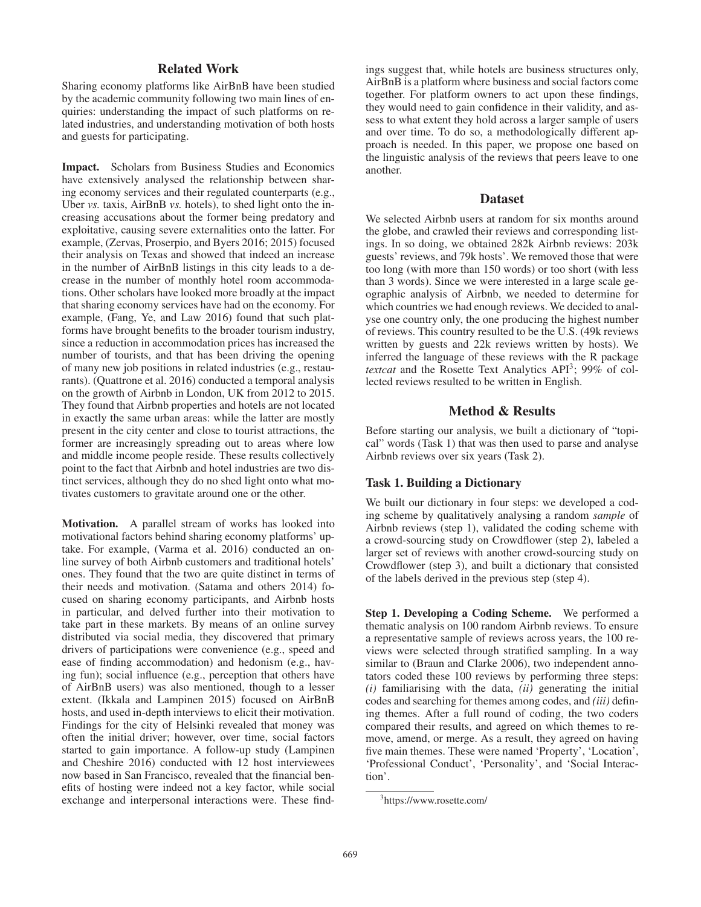## Related Work

Sharing economy platforms like AirBnB have been studied by the academic community following two main lines of enquiries: understanding the impact of such platforms on related industries, and understanding motivation of both hosts and guests for participating.

**Impact.** Scholars from Business Studies and Economics have extensively analysed the relationship between sharing economy services and their regulated counterparts (e.g., Uber *vs.* taxis, AirBnB *vs.* hotels), to shed light onto the increasing accusations about the former being predatory and exploitative, causing severe externalities onto the latter. For example, (Zervas, Proserpio, and Byers 2016; 2015) focused their analysis on Texas and showed that indeed an increase in the number of AirBnB listings in this city leads to a decrease in the number of monthly hotel room accommodations. Other scholars have looked more broadly at the impact that sharing economy services have had on the economy. For example, (Fang, Ye, and Law 2016) found that such platforms have brought benefits to the broader tourism industry, since a reduction in accommodation prices has increased the number of tourists, and that has been driving the opening of many new job positions in related industries (e.g., restaurants). (Quattrone et al. 2016) conducted a temporal analysis on the growth of Airbnb in London, UK from 2012 to 2015. They found that Airbnb properties and hotels are not located in exactly the same urban areas: while the latter are mostly present in the city center and close to tourist attractions, the former are increasingly spreading out to areas where low and middle income people reside. These results collectively point to the fact that Airbnb and hotel industries are two distinct services, although they do no shed light onto what motivates customers to gravitate around one or the other.

**Motivation.** A parallel stream of works has looked into motivational factors behind sharing economy platforms' uptake. For example, (Varma et al. 2016) conducted an online survey of both Airbnb customers and traditional hotels' ones. They found that the two are quite distinct in terms of their needs and motivation. (Satama and others 2014) focused on sharing economy participants, and Airbnb hosts in particular, and delved further into their motivation to take part in these markets. By means of an online survey distributed via social media, they discovered that primary drivers of participations were convenience (e.g., speed and ease of finding accommodation) and hedonism (e.g., having fun); social influence (e.g., perception that others have of AirBnB users) was also mentioned, though to a lesser extent. (Ikkala and Lampinen 2015) focused on AirBnB hosts, and used in-depth interviews to elicit their motivation. Findings for the city of Helsinki revealed that money was often the initial driver; however, over time, social factors started to gain importance. A follow-up study (Lampinen and Cheshire 2016) conducted with 12 host interviewees now based in San Francisco, revealed that the financial benefits of hosting were indeed not a key factor, while social exchange and interpersonal interactions were. These findings suggest that, while hotels are business structures only, AirBnB is a platform where business and social factors come together. For platform owners to act upon these findings, they would need to gain confidence in their validity, and assess to what extent they hold across a larger sample of users and over time. To do so, a methodologically different approach is needed. In this paper, we propose one based on the linguistic analysis of the reviews that peers leave to one another.

## Dataset

We selected Airbnb users at random for six months around the globe, and crawled their reviews and corresponding listings. In so doing, we obtained 282k Airbnb reviews: 203k guests' reviews, and 79k hosts'. We removed those that were too long (with more than 150 words) or too short (with less than 3 words). Since we were interested in a large scale geographic analysis of Airbnb, we needed to determine for which countries we had enough reviews. We decided to analyse one country only, the one producing the highest number of reviews. This country resulted to be the U.S. (49k reviews written by guests and 22k reviews written by hosts). We inferred the language of these reviews with the R package *textcat* and the Rosette Text Analytics API[3]; 99% of collected reviews resulted to be written in English.

## Method & Results

Before starting our analysis, we built a dictionary of "topical" words (Task 1) that was then used to parse and analyse Airbnb reviews over six years (Task 2).

### Task 1. Building a Dictionary

We built our dictionary in four steps: we developed a coding scheme by qualitatively analysing a random *sample* of Airbnb reviews (step 1), validated the coding scheme with a crowd-sourcing study on Crowdflower (step 2), labeled a larger set of reviews with another crowd-sourcing study on Crowdflower (step 3), and built a dictionary that consisted of the labels derived in the previous step (step 4).

**Step 1. Developing a Coding Scheme.** We performed a thematic analysis on 100 random Airbnb reviews. To ensure a representative sample of reviews across years, the 100 reviews were selected through stratified sampling. In a way similar to (Braun and Clarke 2006), two independent annotators coded these 100 reviews by performing three steps: *(i)* familiarising with the data, *(ii)* generating the initial codes and searching for themes among codes, and *(iii)* defining themes. After a full round of coding, the two coders compared their results, and agreed on which themes to remove, amend, or merge. As a result, they agreed on having five main themes. These were named 'Property', 'Location', 'Professional Conduct', 'Personality', and 'Social Interaction'.

[3] https://www.rosette.com/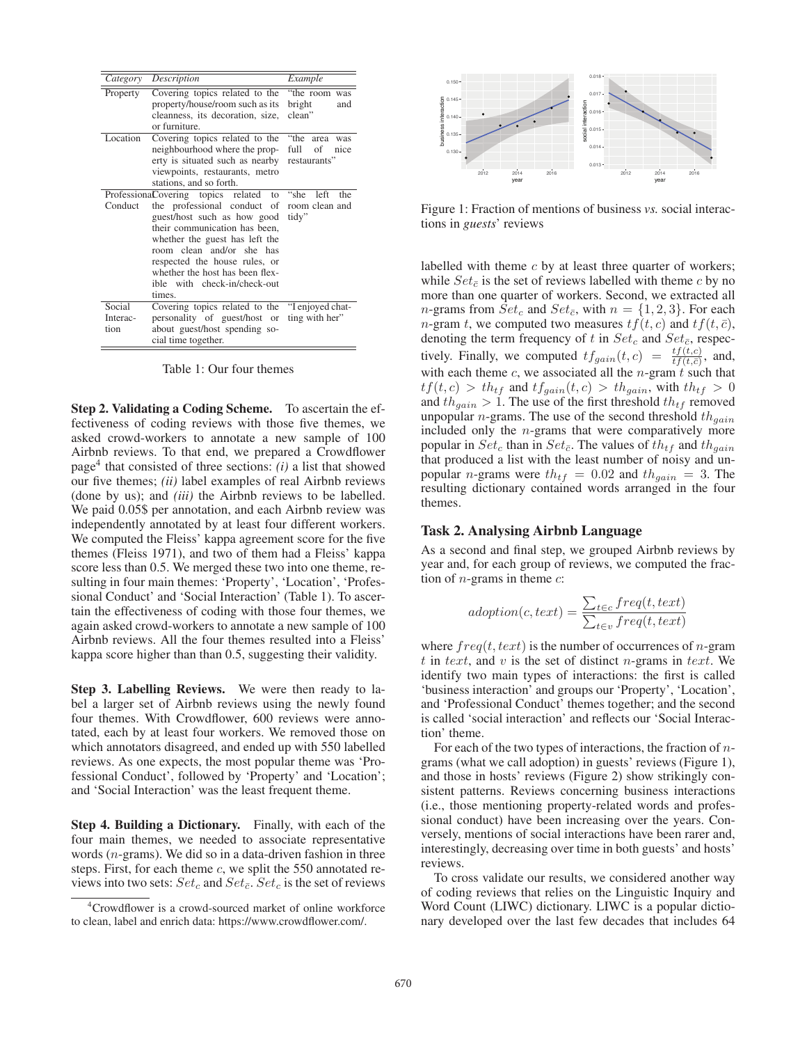| Category | Description | Example |
|---|---|---|
| Property | Covering topics related to the property/house/room such as its cleanness, its decoration, size, or furniture. | "the room was bright and clean" |
| Location | Covering topics related to the neighbourhood where the property is situated such as nearby viewpoints, restaurants, metro stations, and so forth. | "the area was full of nice restaurants" |
| Professional Conduct | Covering topics related to the professional conduct of guest/host such as how good their communication has been, whether the guest has left the room clean and/or she has respected the house rules, or whether the host has been flexible with check-in/check-out times. | "she left the room clean and tidy" |
| Social Interaction | Covering topics related to the personality of guest/host or about guest/host spending social time together. | "I enjoyed chatting with her" |

Table 1: Our four themes

**Step 2. Validating a Coding Scheme.** To ascertain the effectiveness of coding reviews with those five themes, we asked crowd-workers to annotate a new sample of 100 Airbnb reviews. To that end, we prepared a Crowdflower page[4] that consisted of three sections: *(i)* a list that showed our five themes; *(ii)* label examples of real Airbnb reviews (done by us); and *(iii)* the Airbnb reviews to be labelled. We paid 0.05$ per annotation, and each Airbnb review was independently annotated by at least four different workers. We computed the Fleiss' kappa agreement score for the five themes (Fleiss 1971), and two of them had a Fleiss' kappa score less than 0.5. We merged these two into one theme, resulting in four main themes: 'Property', 'Location', 'Professional Conduct' and 'Social Interaction' (Table 1). To ascertain the effectiveness of coding with those four themes, we again asked crowd-workers to annotate a new sample of 100 Airbnb reviews. All the four themes resulted into a Fleiss' kappa score higher than than 0.5, suggesting their validity.

**Step 3. Labelling Reviews.** We were then ready to label a larger set of Airbnb reviews using the newly found four themes. With Crowdflower, 600 reviews were annotated, each by at least four workers. We removed those on which annotators disagreed, and ended up with 550 labelled reviews. As one expects, the most popular theme was 'Professional Conduct', followed by 'Property' and 'Location'; and 'Social Interaction' was the least frequent theme.

**Step 4. Building a Dictionary.** Finally, with each of the four main themes, we needed to associate representative words ($n$-grams). We did so in a data-driven fashion in three steps. First, for each theme $c$, we split the 550 annotated reviews into two sets: $Set_c$ and $Set_{\bar{c}}$. $Set_c$ is the set of reviews labelled with theme $c$ by at least three quarter of workers; while $Set_{\bar{c}}$ is the set of reviews labelled with theme $c$ by no more than one quarter of workers. Second, we extracted all $n$-grams from $Set_c$ and $Set_{\bar{c}}$, with $n = \{1, 2, 3\}$. For each $n$-gram $t$, we computed two measures $tf(t, c)$ and $tf(t, \bar{c})$, denoting the term frequency of $t$ in $Set_c$ and $Set_{\bar{c}}$, respectively. Finally, we computed $tf_{gain}(t, c) = \frac{tf(t,c)}{tf(t,\bar{c})}$, and, with each theme $c$, we associated all the $n$-gram $t$ such that $tf(t, c) > th_{tf}$ and $tf_{gain}(t, c) > th_{gain}$, with $th_{tf} > 0$ and $th_{gain} > 1$. The use of the first threshold $th_{tf}$ removed unpopular $n$-grams. The use of the second threshold $th_{gain}$ included only the $n$-grams that were comparatively more popular in $Set_c$ than in $Set_{\bar{c}}$. The values of $th_{tf}$ and $th_{gain}$ that produced a list with the least number of noisy and unpopular $n$-grams were $th_{tf} = 0.02$ and $th_{gain} = 3$. The resulting dictionary contained words arranged in the four themes.

Figure 1: Fraction of mentions of business *vs.* social interactions in *guests*' reviews

## Task 2. Analysing Airbnb Language

As a second and final step, we grouped Airbnb reviews by year and, for each group of reviews, we computed the fraction of $n$-grams in theme $c$:

$$adoption(c, text) = \frac{\sum_{t \in c} freq(t, text)}{\sum_{t \in v} freq(t, text)}$$

where $freq(t, text)$ is the number of occurrences of $n$-gram $t$ in $text$, and $v$ is the set of distinct $n$-grams in $text$. We identify two main types of interactions: the first is called 'business interaction' and groups our 'Property', 'Location', and 'Professional Conduct' themes together; and the second is called 'social interaction' and reflects our 'Social Interaction' theme.

For each of the two types of interactions, the fraction of $n$-grams (what we call adoption) in guests' reviews (Figure 1), and those in hosts' reviews (Figure 2) show strikingly consistent patterns. Reviews concerning business interactions (i.e., those mentioning property-related words and professional conduct) have been increasing over the years. Conversely, mentions of social interactions have been rarer and, interestingly, decreasing over time in both guests' and hosts' reviews.

To cross validate our results, we considered another way of coding reviews that relies on the Linguistic Inquiry and Word Count (LIWC) dictionary. LIWC is a popular dictionary developed over the last few decades that includes 64

[4] Crowdflower is a crowd-sourced market of online workforce to clean, label and enrich data: https://www.crowdflower.com/.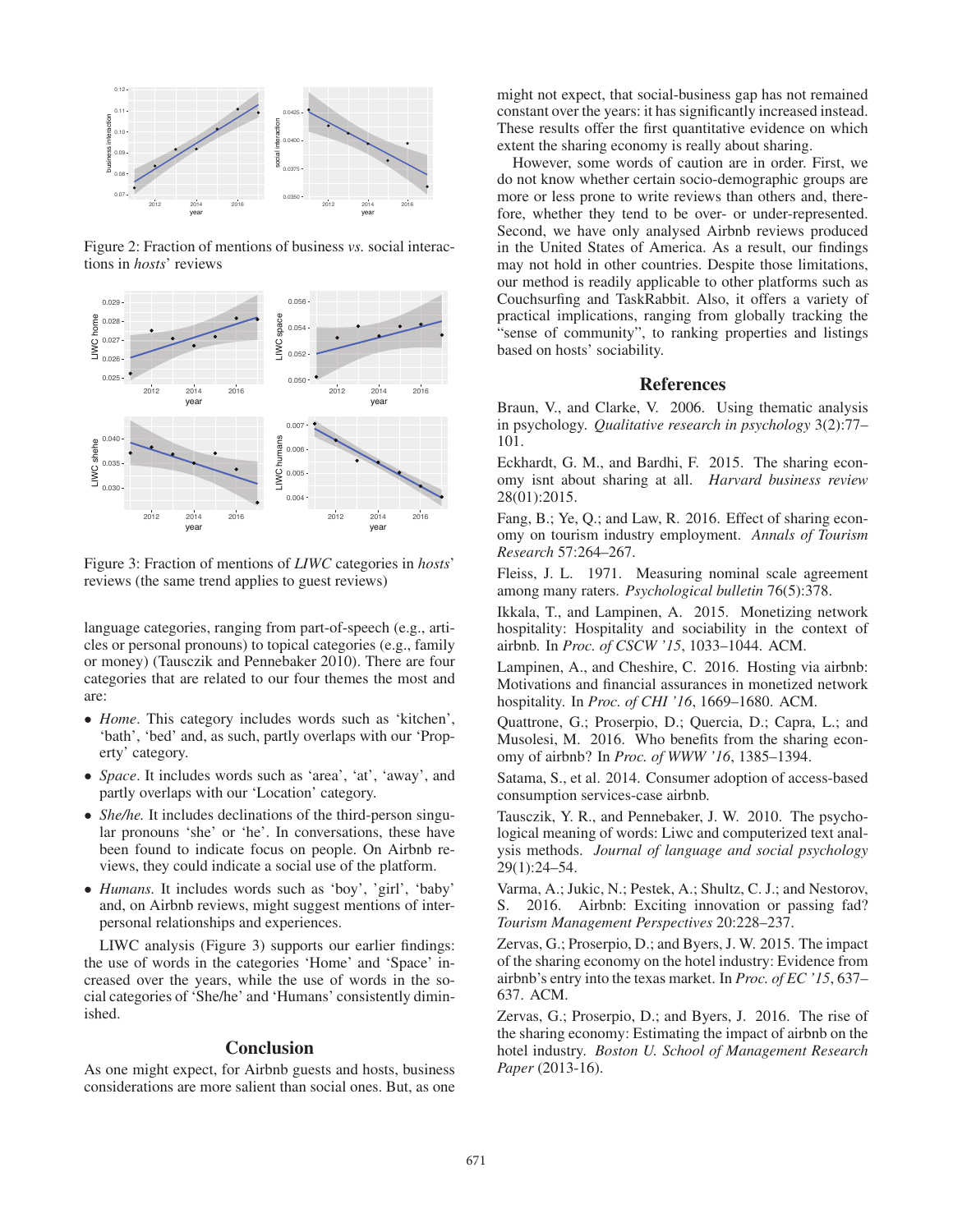business interaction
0.12
0.11
0.10
0.09
0.08
0.07
2012
2014
2016
year

social interaction
0.0425
0.0400
0.0375
0.0350
2012
2014
2016
year

Figure 2: Fraction of mentions of business *vs.* social interactions in *hosts*' reviews

LIWC home
0.029
0.028
0.027
0.026
0.025
2012
2014
2016
year

LIWC space
0.056
0.054
0.052
0.050
2012
2014
2016
year

LIWC shehe
0.040
0.035
0.030
2012
2014
2016
year

LIWC humans
0.007
0.006
0.005
0.004
2012
2014
2016
year

Figure 3: Fraction of mentions of *LIWC* categories in *hosts*' reviews (the same trend applies to guest reviews)

language categories, ranging from part-of-speech (e.g., articles or personal pronouns) to topical categories (e.g., family or money) (Tausczik and Pennebaker 2010). There are four categories that are related to our four themes the most and are:

- *Home*. This category includes words such as 'kitchen', 'bath', 'bed' and, as such, partly overlaps with our 'Property' category.
- *Space*. It includes words such as 'area', 'at', 'away', and partly overlaps with our 'Location' category.
- *She/he.* It includes declinations of the third-person singular pronouns 'she' or 'he'. In conversations, these have been found to indicate focus on people. On Airbnb reviews, they could indicate a social use of the platform.
- *Humans.* It includes words such as 'boy', 'girl', 'baby' and, on Airbnb reviews, might suggest mentions of interpersonal relationships and experiences.

LIWC analysis (Figure 3) supports our earlier findings: the use of words in the categories 'Home' and 'Space' increased over the years, while the use of words in the social categories of 'She/he' and 'Humans' consistently diminished.

## Conclusion

As one might expect, for Airbnb guests and hosts, business considerations are more salient than social ones. But, as one might not expect, that social-business gap has not remained constant over the years: it has significantly increased instead. These results offer the first quantitative evidence on which extent the sharing economy is really about sharing.

However, some words of caution are in order. First, we do not know whether certain socio-demographic groups are more or less prone to write reviews than others and, therefore, whether they tend to be over- or under-represented. Second, we have only analysed Airbnb reviews produced in the United States of America. As a result, our findings may not hold in other countries. Despite those limitations, our method is readily applicable to other platforms such as Couchsurfing and TaskRabbit. Also, it offers a variety of practical implications, ranging from globally tracking the "sense of community", to ranking properties and listings based on hosts' sociability.

## References

Braun, V., and Clarke, V. 2006. Using thematic analysis in psychology. *Qualitative research in psychology* 3(2):77–101.

Eckhardt, G. M., and Bardhi, F. 2015. The sharing economy isnt about sharing at all. *Harvard business review* 28(01):2015.

Fang, B.; Ye, Q.; and Law, R. 2016. Effect of sharing economy on tourism industry employment. *Annals of Tourism Research* 57:264–267.

Fleiss, J. L. 1971. Measuring nominal scale agreement among many raters. *Psychological bulletin* 76(5):378.

Ikkala, T., and Lampinen, A. 2015. Monetizing network hospitality: Hospitality and sociability in the context of airbnb. In *Proc. of CSCW '15*, 1033–1044. ACM.

Lampinen, A., and Cheshire, C. 2016. Hosting via airbnb: Motivations and financial assurances in monetized network hospitality. In *Proc. of CHI '16*, 1669–1680. ACM.

Quattrone, G.; Proserpio, D.; Quercia, D.; Capra, L.; and Musolesi, M. 2016. Who benefits from the sharing economy of airbnb? In *Proc. of WWW '16*, 1385–1394.

Satama, S., et al. 2014. Consumer adoption of access-based consumption services-case airbnb.

Tausczik, Y. R., and Pennebaker, J. W. 2010. The psychological meaning of words: Liwc and computerized text analysis methods. *Journal of language and social psychology* 29(1):24–54.

Varma, A.; Jukic, N.; Pestek, A.; Shultz, C. J.; and Nestorov, S. 2016. Airbnb: Exciting innovation or passing fad? *Tourism Management Perspectives* 20:228–237.

Zervas, G.; Proserpio, D.; and Byers, J. W. 2015. The impact of the sharing economy on the hotel industry: Evidence from airbnb's entry into the texas market. In *Proc. of EC '15*, 637–637. ACM.

Zervas, G.; Proserpio, D.; and Byers, J. 2016. The rise of the sharing economy: Estimating the impact of airbnb on the hotel industry. *Boston U. School of Management Research Paper* (2013-16).